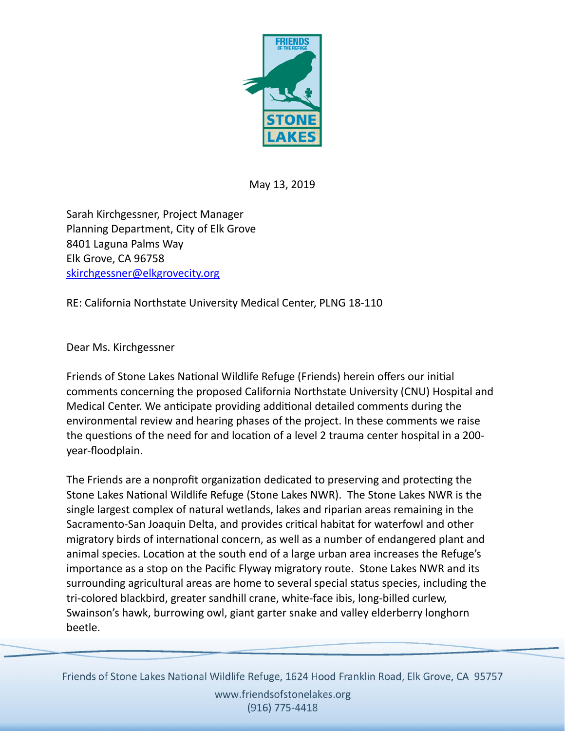May 13, 2019

Sarah Kirchgessner, Project Manager
Planning Department, City of Elk Grove
8401 Laguna Palms Way
Elk Grove, CA 96758
skirchgessner@elkgrovecity.org

RE: California Northstate University Medical Center, PLNG 18-110

Dear Ms. Kirchgessner

Friends of Stone Lakes National Wildlife Refuge (Friends) herein offers our initial comments concerning the proposed California Northstate University (CNU) Hospital and Medical Center. We anticipate providing additional detailed comments during the environmental review and hearing phases of the project. In these comments we raise the questions of the need for and location of a level 2 trauma center hospital in a 200-year-floodplain.

The Friends are a nonprofit organization dedicated to preserving and protecting the Stone Lakes National Wildlife Refuge (Stone Lakes NWR). The Stone Lakes NWR is the single largest complex of natural wetlands, lakes and riparian areas remaining in the Sacramento-San Joaquin Delta, and provides critical habitat for waterfowl and other migratory birds of international concern, as well as a number of endangered plant and animal species. Location at the south end of a large urban area increases the Refuge's importance as a stop on the Pacific Flyway migratory route. Stone Lakes NWR and its surrounding agricultural areas are home to several special status species, including the tri-colored blackbird, greater sandhill crane, white-face ibis, long-billed curlew, Swainson's hawk, burrowing owl, giant garter snake and valley elderberry longhorn beetle.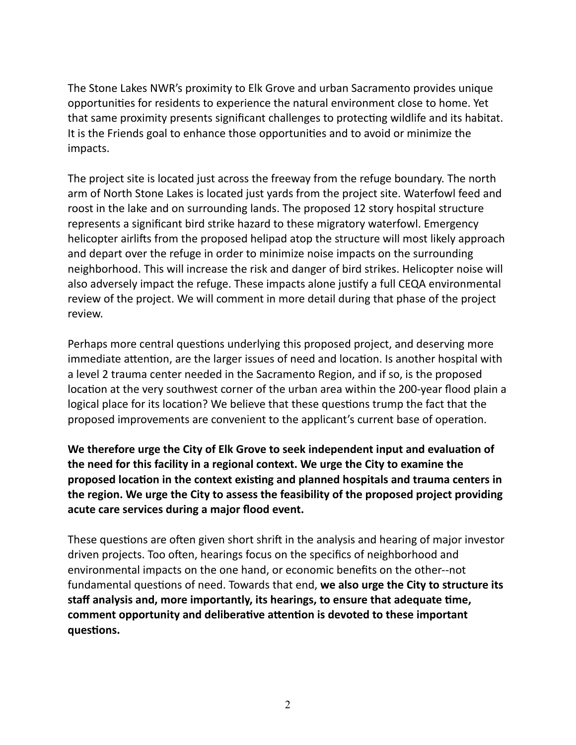The Stone Lakes NWR's proximity to Elk Grove and urban Sacramento provides unique opportunities for residents to experience the natural environment close to home. Yet that same proximity presents significant challenges to protecting wildlife and its habitat. It is the Friends goal to enhance those opportunities and to avoid or minimize the impacts.

The project site is located just across the freeway from the refuge boundary. The north arm of North Stone Lakes is located just yards from the project site. Waterfowl feed and roost in the lake and on surrounding lands. The proposed 12 story hospital structure represents a significant bird strike hazard to these migratory waterfowl. Emergency helicopter airlifts from the proposed helipad atop the structure will most likely approach and depart over the refuge in order to minimize noise impacts on the surrounding neighborhood. This will increase the risk and danger of bird strikes. Helicopter noise will also adversely impact the refuge. These impacts alone justify a full CEQA environmental review of the project. We will comment in more detail during that phase of the project review.

Perhaps more central questions underlying this proposed project, and deserving more immediate attention, are the larger issues of need and location. Is another hospital with a level 2 trauma center needed in the Sacramento Region, and if so, is the proposed location at the very southwest corner of the urban area within the 200-year flood plain a logical place for its location? We believe that these questions trump the fact that the proposed improvements are convenient to the applicant's current base of operation.

**We therefore urge the City of Elk Grove to seek independent input and evaluation of the need for this facility in a regional context. We urge the City to examine the proposed location in the context existing and planned hospitals and trauma centers in the region. We urge the City to assess the feasibility of the proposed project providing acute care services during a major flood event.**

These questions are often given short shrift in the analysis and hearing of major investor driven projects. Too often, hearings focus on the specifics of neighborhood and environmental impacts on the one hand, or economic benefits on the other--not fundamental questions of need. Towards that end, **we also urge the City to structure its staff analysis and, more importantly, its hearings, to ensure that adequate time, comment opportunity and deliberative attention is devoted to these important questions.**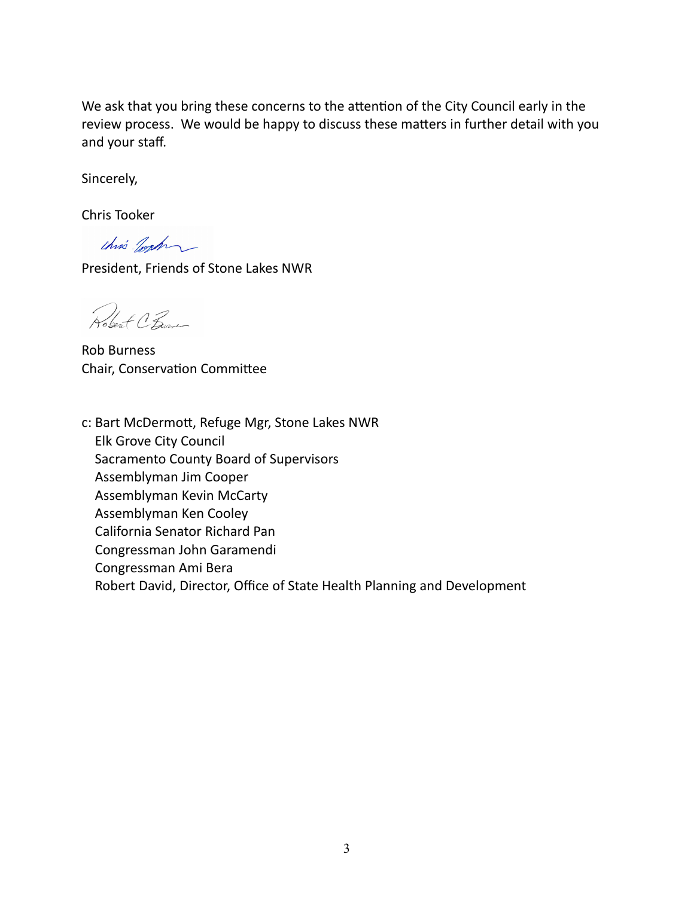We ask that you bring these concerns to the attention of the City Council early in the review process. We would be happy to discuss these matters in further detail with you and your staff.

Sincerely,

Chris Tooker

President, Friends of Stone Lakes NWR

Rob Burness
Chair, Conservation Committee

c: Bart McDermott, Refuge Mgr, Stone Lakes NWR
Elk Grove City Council
Sacramento County Board of Supervisors
Assemblyman Jim Cooper
Assemblyman Kevin McCarty
Assemblyman Ken Cooley
California Senator Richard Pan
Congressman John Garamendi
Congressman Ami Bera
Robert David, Director, Office of State Health Planning and Development